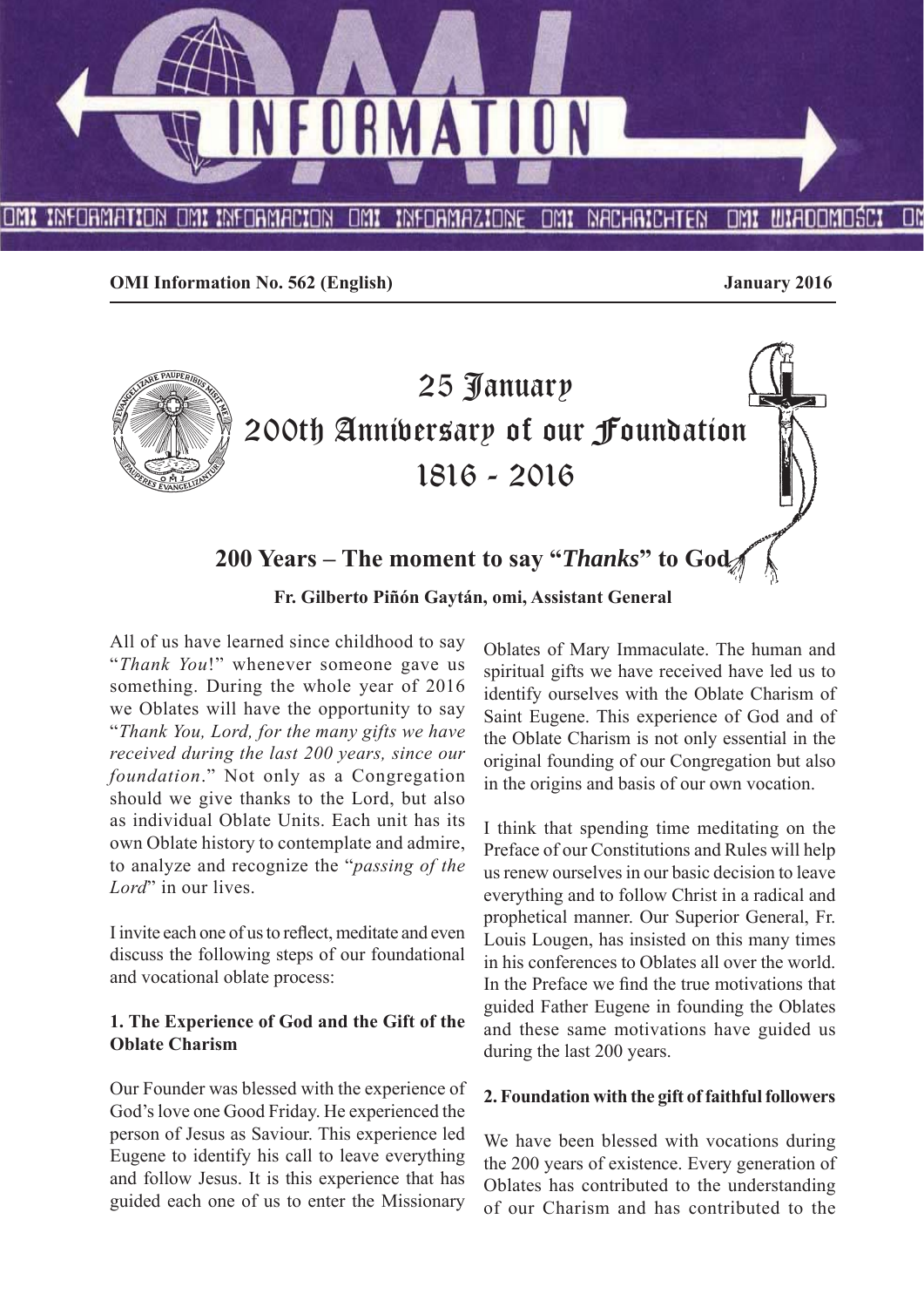OMI Information No. 562 (English) January 2016

# 25 January
# 200th Anniversary of our Foundation
# 1816 - 2016

## 200 Years – The moment to say "*Thanks*" to God

**Fr. Gilberto Piñón Gaytán, omi, Assistant General**

All of us have learned since childhood to say "*Thank You*!" whenever someone gave us something. During the whole year of 2016 we Oblates will have the opportunity to say "*Thank You, Lord, for the many gifts we have received during the last 200 years, since our foundation*." Not only as a Congregation should we give thanks to the Lord, but also as individual Oblate Units. Each unit has its own Oblate history to contemplate and admire, to analyze and recognize the "*passing of the Lord*" in our lives.

I invite each one of us to reflect, meditate and even discuss the following steps of our foundational and vocational oblate process:

### 1. The Experience of God and the Gift of the Oblate Charism

Our Founder was blessed with the experience of God's love one Good Friday. He experienced the person of Jesus as Saviour. This experience led Eugene to identify his call to leave everything and follow Jesus. It is this experience that has guided each one of us to enter the Missionary Oblates of Mary Immaculate. The human and spiritual gifts we have received have led us to identify ourselves with the Oblate Charism of Saint Eugene. This experience of God and of the Oblate Charism is not only essential in the original founding of our Congregation but also in the origins and basis of our own vocation.

I think that spending time meditating on the Preface of our Constitutions and Rules will help us renew ourselves in our basic decision to leave everything and to follow Christ in a radical and prophetical manner. Our Superior General, Fr. Louis Lougen, has insisted on this many times in his conferences to Oblates all over the world. In the Preface we find the true motivations that guided Father Eugene in founding the Oblates and these same motivations have guided us during the last 200 years.

### 2. Foundation with the gift of faithful followers

We have been blessed with vocations during the 200 years of existence. Every generation of Oblates has contributed to the understanding of our Charism and has contributed to the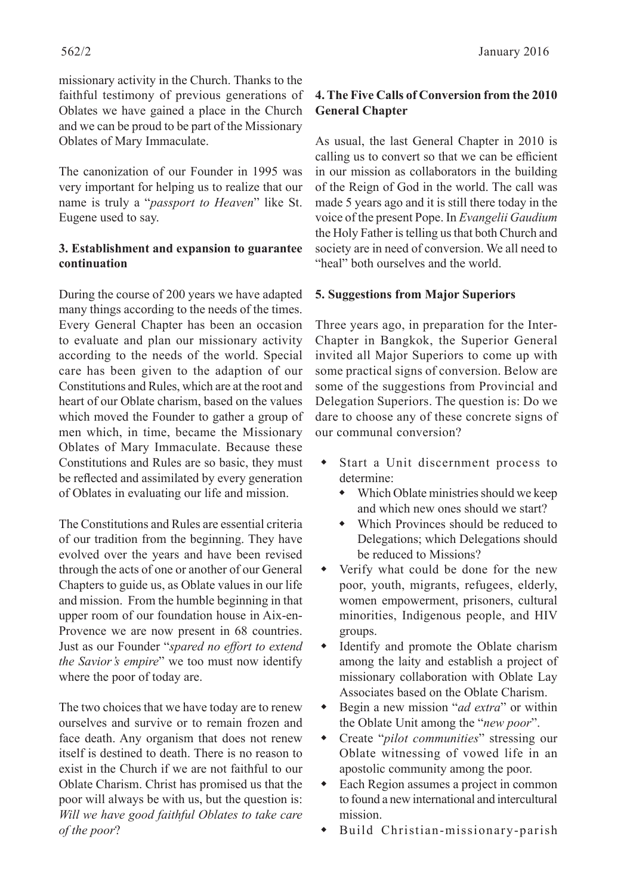missionary activity in the Church. Thanks to the faithful testimony of previous generations of Oblates we have gained a place in the Church and we can be proud to be part of the Missionary Oblates of Mary Immaculate.

The canonization of our Founder in 1995 was very important for helping us to realize that our name is truly a "*passport to Heaven*" like St. Eugene used to say.

### 3. Establishment and expansion to guarantee continuation

During the course of 200 years we have adapted many things according to the needs of the times. Every General Chapter has been an occasion to evaluate and plan our missionary activity according to the needs of the world. Special care has been given to the adaption of our Constitutions and Rules, which are at the root and heart of our Oblate charism, based on the values which moved the Founder to gather a group of men which, in time, became the Missionary Oblates of Mary Immaculate. Because these Constitutions and Rules are so basic, they must be reflected and assimilated by every generation of Oblates in evaluating our life and mission.

The Constitutions and Rules are essential criteria of our tradition from the beginning. They have evolved over the years and have been revised through the acts of one or another of our General Chapters to guide us, as Oblate values in our life and mission. From the humble beginning in that upper room of our foundation house in Aix-en-Provence we are now present in 68 countries. Just as our Founder "*spared no effort to extend the Savior's empire*" we too must now identify where the poor of today are.

The two choices that we have today are to renew ourselves and survive or to remain frozen and face death. Any organism that does not renew itself is destined to death. There is no reason to exist in the Church if we are not faithful to our Oblate Charism. Christ has promised us that the poor will always be with us, but the question is: *Will we have good faithful Oblates to take care of the poor*?

### 4. The Five Calls of Conversion from the 2010 General Chapter

As usual, the last General Chapter in 2010 is calling us to convert so that we can be efficient in our mission as collaborators in the building of the Reign of God in the world. The call was made 5 years ago and it is still there today in the voice of the present Pope. In *Evangelii Gaudium* the Holy Father is telling us that both Church and society are in need of conversion. We all need to "heal" both ourselves and the world.

### 5. Suggestions from Major Superiors

Three years ago, in preparation for the Inter-Chapter in Bangkok, the Superior General invited all Major Superiors to come up with some practical signs of conversion. Below are some of the suggestions from Provincial and Delegation Superiors. The question is: Do we dare to choose any of these concrete signs of our communal conversion?

- Start a Unit discernment process to determine:
  - Which Oblate ministries should we keep and which new ones should we start?
  - Which Provinces should be reduced to Delegations; which Delegations should be reduced to Missions?
- Verify what could be done for the new poor, youth, migrants, refugees, elderly, women empowerment, prisoners, cultural minorities, Indigenous people, and HIV groups.
- Identify and promote the Oblate charism among the laity and establish a project of missionary collaboration with Oblate Lay Associates based on the Oblate Charism.
- Begin a new mission "*ad extra*" or within the Oblate Unit among the "*new poor*".
- Create "*pilot communities*" stressing our Oblate witnessing of vowed life in an apostolic community among the poor.
- Each Region assumes a project in common to found a new international and intercultural mission.
- Build Christian-missionary-parish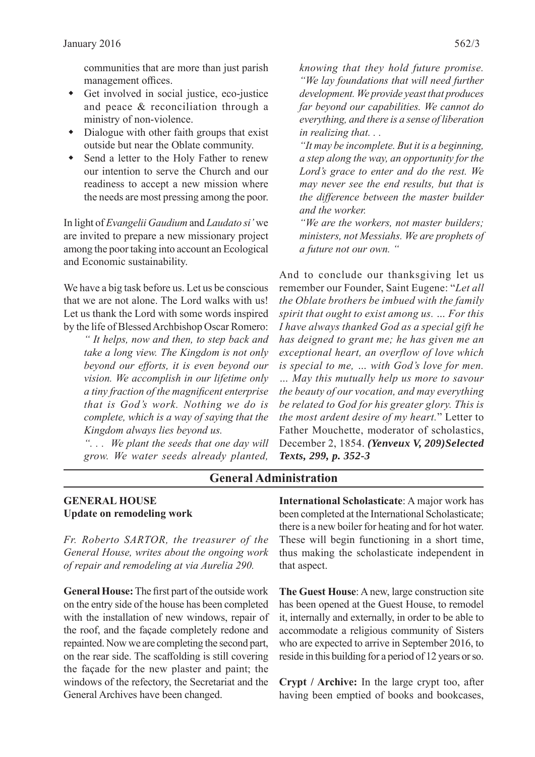communities that are more than just parish management offices.

- Get involved in social justice, eco-justice and peace & reconciliation through a ministry of non-violence.
- Dialogue with other faith groups that exist outside but near the Oblate community.
- Send a letter to the Holy Father to renew our intention to serve the Church and our readiness to accept a new mission where the needs are most pressing among the poor.

In light of *Evangelii Gaudium* and *Laudato si'* we are invited to prepare a new missionary project among the poor taking into account an Ecological and Economic sustainability.

We have a big task before us. Let us be conscious that we are not alone. The Lord walks with us! Let us thank the Lord with some words inspired by the life of Blessed Archbishop Oscar Romero:

> *" It helps, now and then, to step back and take a long view. The Kingdom is not only beyond our efforts, it is even beyond our vision. We accomplish in our lifetime only a tiny fraction of the magnificent enterprise that is God's work. Nothing we do is complete, which is a way of saying that the Kingdom always lies beyond us.*
>
> *". . . We plant the seeds that one day will grow. We water seeds already planted, knowing that they hold future promise. "We lay foundations that will need further development. We provide yeast that produces far beyond our capabilities. We cannot do everything, and there is a sense of liberation in realizing that. . .*
>
> *"It may be incomplete. But it is a beginning, a step along the way, an opportunity for the Lord's grace to enter and do the rest. We may never see the end results, but that is the difference between the master builder and the worker.*
>
> *"We are the workers, not master builders; ministers, not Messiahs. We are prophets of a future not our own. "*

And to conclude our thanksgiving let us remember our Founder, Saint Eugene: "*Let all the Oblate brothers be imbued with the family spirit that ought to exist among us. … For this I have always thanked God as a special gift he has deigned to grant me; he has given me an exceptional heart, an overflow of love which is special to me, … with God's love for men. … May this mutually help us more to savour the beauty of our vocation, and may everything be related to God for his greater glory. This is the most ardent desire of my heart.*" Letter to Father Mouchette, moderator of scholastics, December 2, 1854. ***(Yenveux V, 209)Selected Texts, 299, p. 352-3***

## General Administration

### GENERAL HOUSE
**Update on remodeling work**

*Fr. Roberto SARTOR, the treasurer of the General House, writes about the ongoing work of repair and remodeling at via Aurelia 290.*

**General House:** The first part of the outside work on the entry side of the house has been completed with the installation of new windows, repair of the roof, and the façade completely redone and repainted. Now we are completing the second part, on the rear side. The scaffolding is still covering the façade for the new plaster and paint; the windows of the refectory, the Secretariat and the General Archives have been changed.

**International Scholasticate**: A major work has been completed at the International Scholasticate; there is a new boiler for heating and for hot water. These will begin functioning in a short time, thus making the scholasticate independent in that aspect.

**The Guest House**: A new, large construction site has been opened at the Guest House, to remodel it, internally and externally, in order to be able to accommodate a religious community of Sisters who are expected to arrive in September 2016, to reside in this building for a period of 12 years or so.

**Crypt / Archive:** In the large crypt too, after having been emptied of books and bookcases,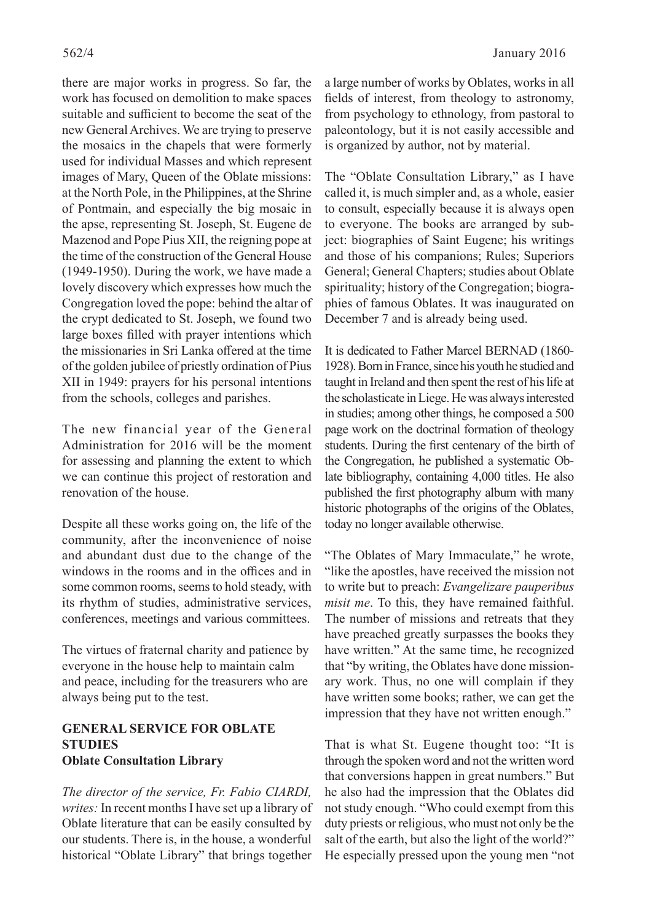there are major works in progress. So far, the work has focused on demolition to make spaces suitable and sufficient to become the seat of the new General Archives. We are trying to preserve the mosaics in the chapels that were formerly used for individual Masses and which represent images of Mary, Queen of the Oblate missions: at the North Pole, in the Philippines, at the Shrine of Pontmain, and especially the big mosaic in the apse, representing St. Joseph, St. Eugene de Mazenod and Pope Pius XII, the reigning pope at the time of the construction of the General House (1949-1950). During the work, we have made a lovely discovery which expresses how much the Congregation loved the pope: behind the altar of the crypt dedicated to St. Joseph, we found two large boxes filled with prayer intentions which the missionaries in Sri Lanka offered at the time of the golden jubilee of priestly ordination of Pius XII in 1949: prayers for his personal intentions from the schools, colleges and parishes.

The new financial year of the General Administration for 2016 will be the moment for assessing and planning the extent to which we can continue this project of restoration and renovation of the house.

Despite all these works going on, the life of the community, after the inconvenience of noise and abundant dust due to the change of the windows in the rooms and in the offices and in some common rooms, seems to hold steady, with its rhythm of studies, administrative services, conferences, meetings and various committees.

The virtues of fraternal charity and patience by everyone in the house help to maintain calm and peace, including for the treasurers who are always being put to the test.

## GENERAL SERVICE FOR OBLATE STUDIES

### Oblate Consultation Library

*The director of the service, Fr. Fabio CIARDI, writes:* In recent months I have set up a library of Oblate literature that can be easily consulted by our students. There is, in the house, a wonderful historical "Oblate Library" that brings together a large number of works by Oblates, works in all fields of interest, from theology to astronomy, from psychology to ethnology, from pastoral to paleontology, but it is not easily accessible and is organized by author, not by material.

The "Oblate Consultation Library," as I have called it, is much simpler and, as a whole, easier to consult, especially because it is always open to everyone. The books are arranged by subject: biographies of Saint Eugene; his writings and those of his companions; Rules; Superiors General; General Chapters; studies about Oblate spirituality; history of the Congregation; biographies of famous Oblates. It was inaugurated on December 7 and is already being used.

It is dedicated to Father Marcel BERNAD (1860-1928). Born in France, since his youth he studied and taught in Ireland and then spent the rest of his life at the scholasticate in Liege. He was always interested in studies; among other things, he composed a 500 page work on the doctrinal formation of theology students. During the first centenary of the birth of the Congregation, he published a systematic Oblate bibliography, containing 4,000 titles. He also published the first photography album with many historic photographs of the origins of the Oblates, today no longer available otherwise.

"The Oblates of Mary Immaculate," he wrote, "like the apostles, have received the mission not to write but to preach: *Evangelizare pauperibus misit me*. To this, they have remained faithful. The number of missions and retreats that they have preached greatly surpasses the books they have written." At the same time, he recognized that "by writing, the Oblates have done missionary work. Thus, no one will complain if they have written some books; rather, we can get the impression that they have not written enough."

That is what St. Eugene thought too: "It is through the spoken word and not the written word that conversions happen in great numbers." But he also had the impression that the Oblates did not study enough. "Who could exempt from this duty priests or religious, who must not only be the salt of the earth, but also the light of the world?" He especially pressed upon the young men "not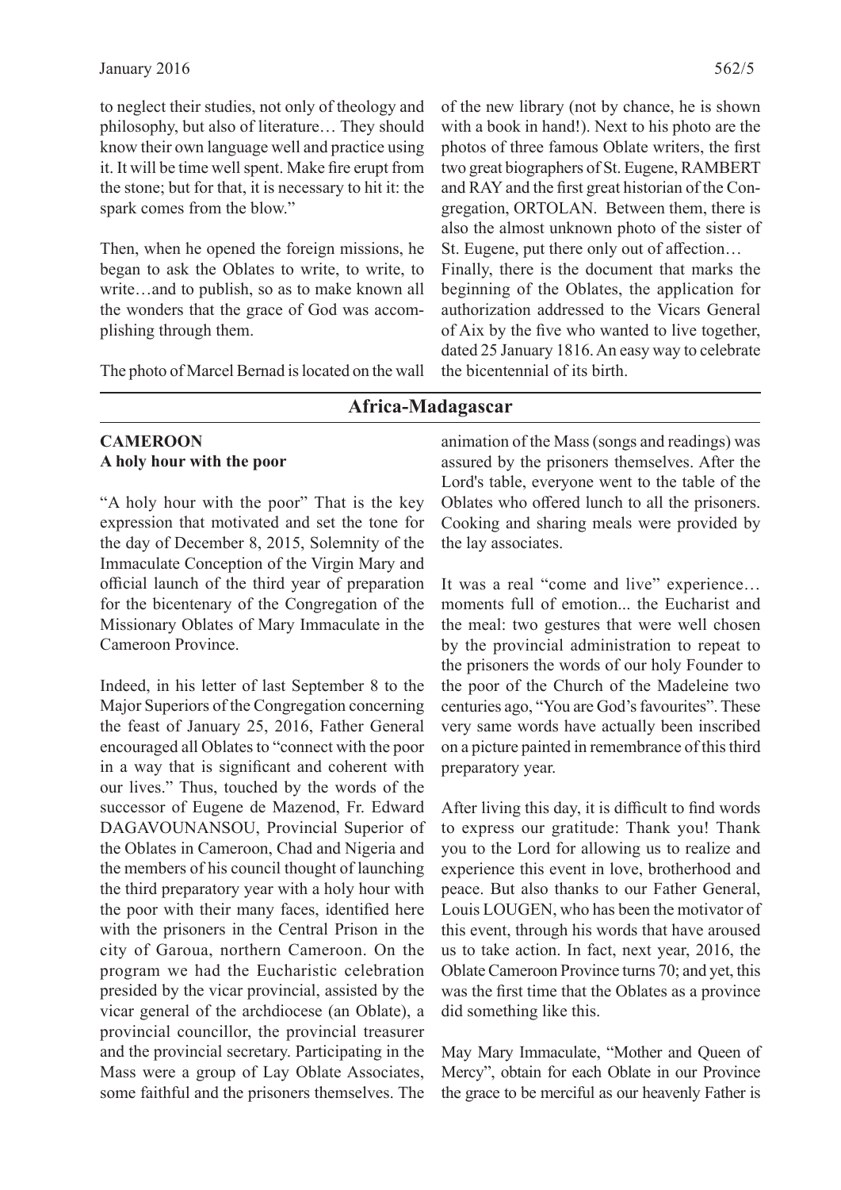to neglect their studies, not only of theology and philosophy, but also of literature… They should know their own language well and practice using it. It will be time well spent. Make fire erupt from the stone; but for that, it is necessary to hit it: the spark comes from the blow."

Then, when he opened the foreign missions, he began to ask the Oblates to write, to write, to write…and to publish, so as to make known all the wonders that the grace of God was accomplishing through them.

The photo of Marcel Bernad is located on the wall of the new library (not by chance, he is shown with a book in hand!). Next to his photo are the photos of three famous Oblate writers, the first two great biographers of St. Eugene, RAMBERT and RAY and the first great historian of the Congregation, ORTOLAN. Between them, there is also the almost unknown photo of the sister of St. Eugene, put there only out of affection…

Finally, there is the document that marks the beginning of the Oblates, the application for authorization addressed to the Vicars General of Aix by the five who wanted to live together, dated 25 January 1816. An easy way to celebrate the bicentennial of its birth.

## Africa-Madagascar

### CAMEROON
### A holy hour with the poor

"A holy hour with the poor" That is the key expression that motivated and set the tone for the day of December 8, 2015, Solemnity of the Immaculate Conception of the Virgin Mary and official launch of the third year of preparation for the bicentenary of the Congregation of the Missionary Oblates of Mary Immaculate in the Cameroon Province.

Indeed, in his letter of last September 8 to the Major Superiors of the Congregation concerning the feast of January 25, 2016, Father General encouraged all Oblates to "connect with the poor in a way that is significant and coherent with our lives." Thus, touched by the words of the successor of Eugene de Mazenod, Fr. Edward DAGAVOUNANSOU, Provincial Superior of the Oblates in Cameroon, Chad and Nigeria and the members of his council thought of launching the third preparatory year with a holy hour with the poor with their many faces, identified here with the prisoners in the Central Prison in the city of Garoua, northern Cameroon. On the program we had the Eucharistic celebration presided by the vicar provincial, assisted by the vicar general of the archdiocese (an Oblate), a provincial councillor, the provincial treasurer and the provincial secretary. Participating in the Mass were a group of Lay Oblate Associates, some faithful and the prisoners themselves. The animation of the Mass (songs and readings) was assured by the prisoners themselves. After the Lord's table, everyone went to the table of the Oblates who offered lunch to all the prisoners. Cooking and sharing meals were provided by the lay associates.

It was a real "come and live" experience… moments full of emotion... the Eucharist and the meal: two gestures that were well chosen by the provincial administration to repeat to the prisoners the words of our holy Founder to the poor of the Church of the Madeleine two centuries ago, "You are God's favourites". These very same words have actually been inscribed on a picture painted in remembrance of this third preparatory year.

After living this day, it is difficult to find words to express our gratitude: Thank you! Thank you to the Lord for allowing us to realize and experience this event in love, brotherhood and peace. But also thanks to our Father General, Louis LOUGEN, who has been the motivator of this event, through his words that have aroused us to take action. In fact, next year, 2016, the Oblate Cameroon Province turns 70; and yet, this was the first time that the Oblates as a province did something like this.

May Mary Immaculate, "Mother and Queen of Mercy", obtain for each Oblate in our Province the grace to be merciful as our heavenly Father is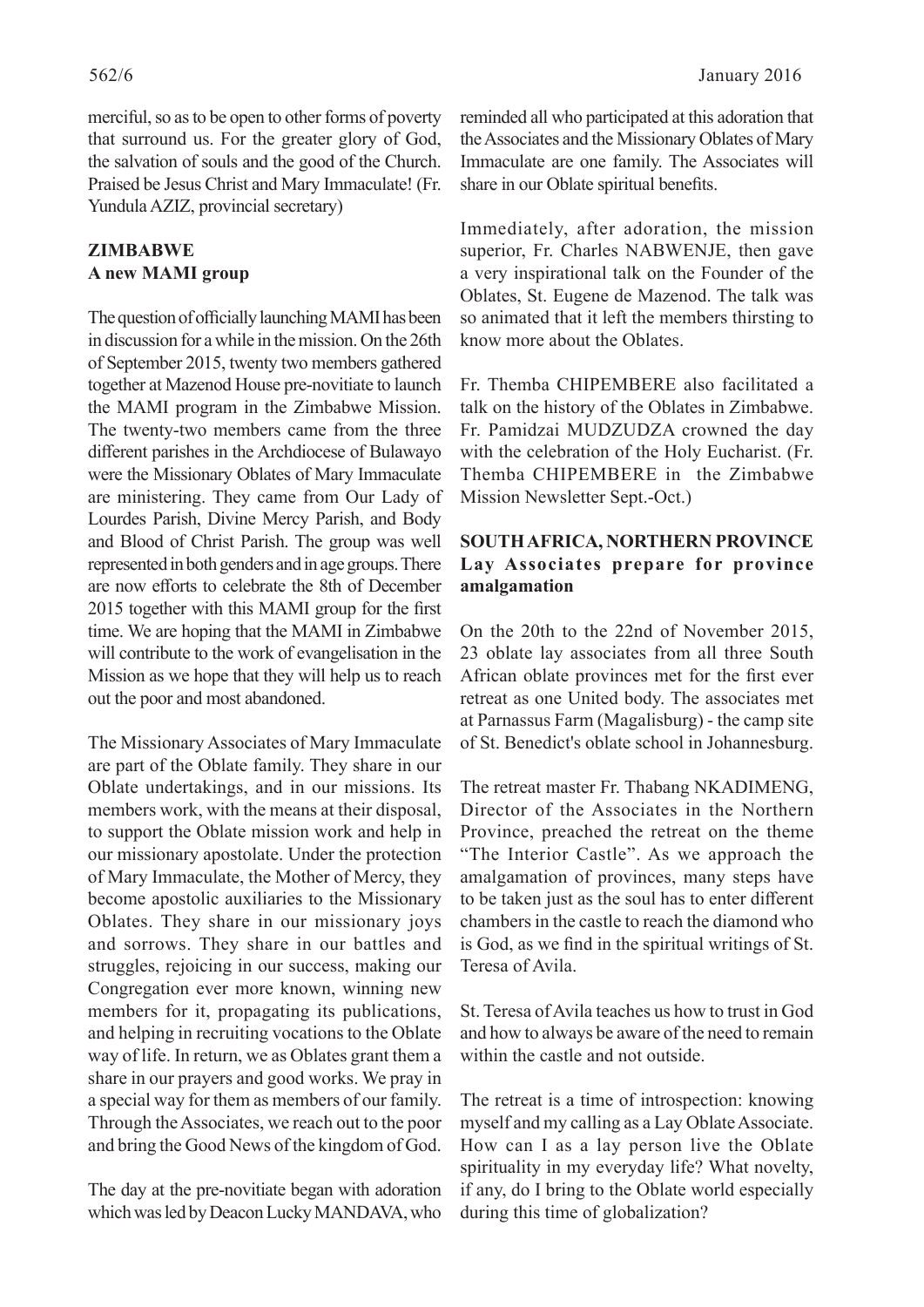merciful, so as to be open to other forms of poverty that surround us. For the greater glory of God, the salvation of souls and the good of the Church. Praised be Jesus Christ and Mary Immaculate! (Fr. Yundula AZIZ, provincial secretary)

**ZIMBABWE**
**A new MAMI group**

The question of officially launching MAMI has been in discussion for a while in the mission. On the 26th of September 2015, twenty two members gathered together at Mazenod House pre-novitiate to launch the MAMI program in the Zimbabwe Mission. The twenty-two members came from the three different parishes in the Archdiocese of Bulawayo were the Missionary Oblates of Mary Immaculate are ministering. They came from Our Lady of Lourdes Parish, Divine Mercy Parish, and Body and Blood of Christ Parish. The group was well represented in both genders and in age groups. There are now efforts to celebrate the 8th of December 2015 together with this MAMI group for the first time. We are hoping that the MAMI in Zimbabwe will contribute to the work of evangelisation in the Mission as we hope that they will help us to reach out the poor and most abandoned.

The Missionary Associates of Mary Immaculate are part of the Oblate family. They share in our Oblate undertakings, and in our missions. Its members work, with the means at their disposal, to support the Oblate mission work and help in our missionary apostolate. Under the protection of Mary Immaculate, the Mother of Mercy, they become apostolic auxiliaries to the Missionary Oblates. They share in our missionary joys and sorrows. They share in our battles and struggles, rejoicing in our success, making our Congregation ever more known, winning new members for it, propagating its publications, and helping in recruiting vocations to the Oblate way of life. In return, we as Oblates grant them a share in our prayers and good works. We pray in a special way for them as members of our family. Through the Associates, we reach out to the poor and bring the Good News of the kingdom of God.

The day at the pre-novitiate began with adoration which was led by Deacon Lucky MANDAVA, who reminded all who participated at this adoration that the Associates and the Missionary Oblates of Mary Immaculate are one family. The Associates will share in our Oblate spiritual benefits.

Immediately, after adoration, the mission superior, Fr. Charles NABWENJE, then gave a very inspirational talk on the Founder of the Oblates, St. Eugene de Mazenod. The talk was so animated that it left the members thirsting to know more about the Oblates.

Fr. Themba CHIPEMBERE also facilitated a talk on the history of the Oblates in Zimbabwe. Fr. Pamidzai MUDZUDZA crowned the day with the celebration of the Holy Eucharist. (Fr. Themba CHIPEMBERE in the Zimbabwe Mission Newsletter Sept.-Oct.)

**SOUTH AFRICA, NORTHERN PROVINCE**
**Lay Associates prepare for province amalgamation**

On the 20th to the 22nd of November 2015, 23 oblate lay associates from all three South African oblate provinces met for the first ever retreat as one United body. The associates met at Parnassus Farm (Magalisburg) - the camp site of St. Benedict's oblate school in Johannesburg.

The retreat master Fr. Thabang NKADIMENG, Director of the Associates in the Northern Province, preached the retreat on the theme "The Interior Castle". As we approach the amalgamation of provinces, many steps have to be taken just as the soul has to enter different chambers in the castle to reach the diamond who is God, as we find in the spiritual writings of St. Teresa of Avila.

St. Teresa of Avila teaches us how to trust in God and how to always be aware of the need to remain within the castle and not outside.

The retreat is a time of introspection: knowing myself and my calling as a Lay Oblate Associate. How can I as a lay person live the Oblate spirituality in my everyday life? What novelty, if any, do I bring to the Oblate world especially during this time of globalization?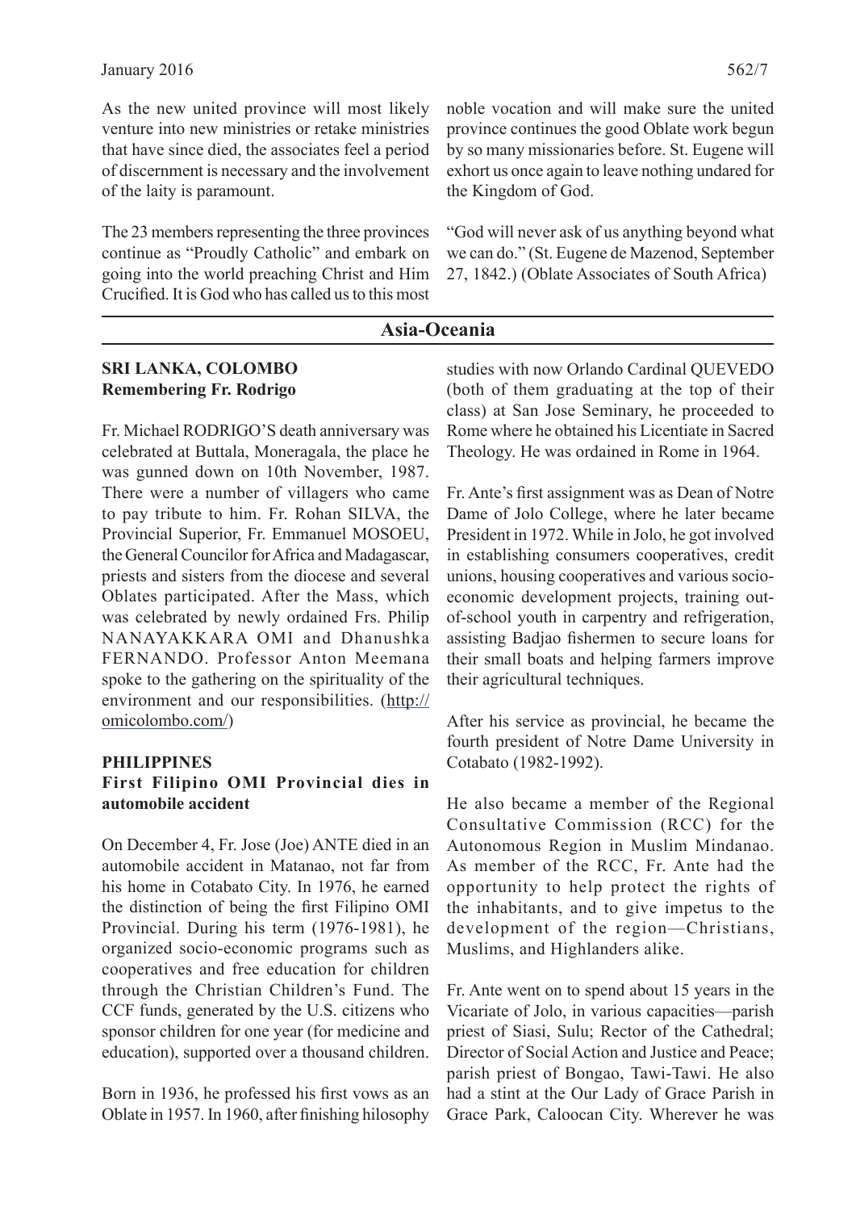As the new united province will most likely venture into new ministries or retake ministries that have since died, the associates feel a period of discernment is necessary and the involvement of the laity is paramount.

The 23 members representing the three provinces continue as "Proudly Catholic" and embark on going into the world preaching Christ and Him Crucified. It is God who has called us to this most noble vocation and will make sure the united province continues the good Oblate work begun by so many missionaries before. St. Eugene will exhort us once again to leave nothing undared for the Kingdom of God.

"God will never ask of us anything beyond what we can do." (St. Eugene de Mazenod, September 27, 1842.) (Oblate Associates of South Africa)

## Asia-Oceania

### SRI LANKA, COLOMBO
**Remembering Fr. Rodrigo**

Fr. Michael RODRIGO'S death anniversary was celebrated at Buttala, Moneragala, the place he was gunned down on 10th November, 1987. There were a number of villagers who came to pay tribute to him. Fr. Rohan SILVA, the Provincial Superior, Fr. Emmanuel MOSOEU, the General Councilor for Africa and Madagascar, priests and sisters from the diocese and several Oblates participated. After the Mass, which was celebrated by newly ordained Frs. Philip NANAYAKKARA OMI and Dhanushka FERNANDO. Professor Anton Meemana spoke to the gathering on the spirituality of the environment and our responsibilities. (http://omicolombo.com/)

### PHILIPPINES
**First Filipino OMI Provincial dies in automobile accident**

On December 4, Fr. Jose (Joe) ANTE died in an automobile accident in Matanao, not far from his home in Cotabato City. In 1976, he earned the distinction of being the first Filipino OMI Provincial. During his term (1976-1981), he organized socio-economic programs such as cooperatives and free education for children through the Christian Children's Fund. The CCF funds, generated by the U.S. citizens who sponsor children for one year (for medicine and education), supported over a thousand children.

Born in 1936, he professed his first vows as an Oblate in 1957. In 1960, after finishing hilosophy studies with now Orlando Cardinal QUEVEDO (both of them graduating at the top of their class) at San Jose Seminary, he proceeded to Rome where he obtained his Licentiate in Sacred Theology. He was ordained in Rome in 1964.

Fr. Ante's first assignment was as Dean of Notre Dame of Jolo College, where he later became President in 1972. While in Jolo, he got involved in establishing consumers cooperatives, credit unions, housing cooperatives and various socio-economic development projects, training out-of-school youth in carpentry and refrigeration, assisting Badjao fishermen to secure loans for their small boats and helping farmers improve their agricultural techniques.

After his service as provincial, he became the fourth president of Notre Dame University in Cotabato (1982-1992).

He also became a member of the Regional Consultative Commission (RCC) for the Autonomous Region in Muslim Mindanao. As member of the RCC, Fr. Ante had the opportunity to help protect the rights of the inhabitants, and to give impetus to the development of the region—Christians, Muslims, and Highlanders alike.

Fr. Ante went on to spend about 15 years in the Vicariate of Jolo, in various capacities—parish priest of Siasi, Sulu; Rector of the Cathedral; Director of Social Action and Justice and Peace; parish priest of Bongao, Tawi-Tawi. He also had a stint at the Our Lady of Grace Parish in Grace Park, Caloocan City. Wherever he was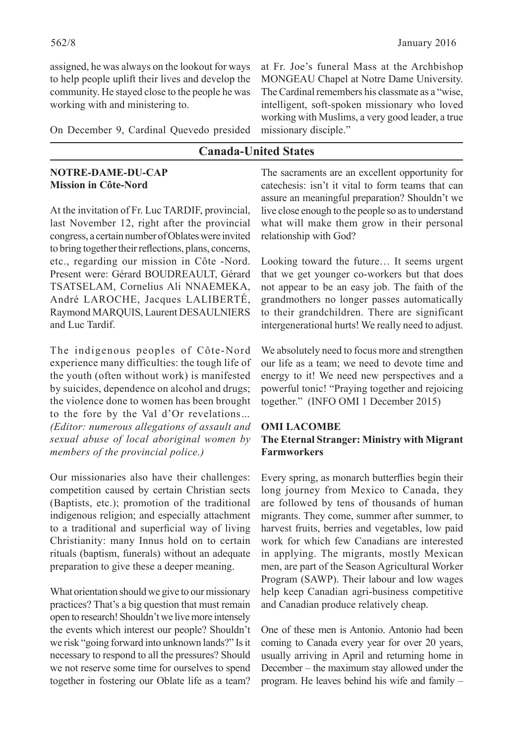assigned, he was always on the lookout for ways to help people uplift their lives and develop the community. He stayed close to the people he was working with and ministering to.

On December 9, Cardinal Quevedo presided at Fr. Joe's funeral Mass at the Archbishop MONGEAU Chapel at Notre Dame University. The Cardinal remembers his classmate as a "wise, intelligent, soft-spoken missionary who loved working with Muslims, a very good leader, a true missionary disciple."

## Canada-United States

### NOTRE-DAME-DU-CAP
**Mission in Côte-Nord**

At the invitation of Fr. Luc TARDIF, provincial, last November 12, right after the provincial congress, a certain number of Oblates were invited to bring together their reflections, plans, concerns, etc., regarding our mission in Côte -Nord. Present were: Gérard BOUDREAULT, Gérard TSATSELAM, Cornelius Ali NNAEMEKA, André LAROCHE, Jacques LALIBERTÉ, Raymond MARQUIS, Laurent DESAULNIERS and Luc Tardif.

The indigenous peoples of Côte-Nord experience many difficulties: the tough life of the youth (often without work) is manifested by suicides, dependence on alcohol and drugs; the violence done to women has been brought to the fore by the Val d'Or revelations... *(Editor: numerous allegations of assault and sexual abuse of local aboriginal women by members of the provincial police.)*

Our missionaries also have their challenges: competition caused by certain Christian sects (Baptists, etc.); promotion of the traditional indigenous religion; and especially attachment to a traditional and superficial way of living Christianity: many Innus hold on to certain rituals (baptism, funerals) without an adequate preparation to give these a deeper meaning.

What orientation should we give to our missionary practices? That's a big question that must remain open to research! Shouldn't we live more intensely the events which interest our people? Shouldn't we risk "going forward into unknown lands?" Is it necessary to respond to all the pressures? Should we not reserve some time for ourselves to spend together in fostering our Oblate life as a team? The sacraments are an excellent opportunity for catechesis: isn't it vital to form teams that can assure an meaningful preparation? Shouldn't we live close enough to the people so as to understand what will make them grow in their personal relationship with God?

Looking toward the future… It seems urgent that we get younger co-workers but that does not appear to be an easy job. The faith of the grandmothers no longer passes automatically to their grandchildren. There are significant intergenerational hurts! We really need to adjust.

We absolutely need to focus more and strengthen our life as a team; we need to devote time and energy to it! We need new perspectives and a powerful tonic! "Praying together and rejoicing together." (INFO OMI 1 December 2015)

### OMI LACOMBE
**The Eternal Stranger: Ministry with Migrant Farmworkers**

Every spring, as monarch butterflies begin their long journey from Mexico to Canada, they are followed by tens of thousands of human migrants. They come, summer after summer, to harvest fruits, berries and vegetables, low paid work for which few Canadians are interested in applying. The migrants, mostly Mexican men, are part of the Season Agricultural Worker Program (SAWP). Their labour and low wages help keep Canadian agri-business competitive and Canadian produce relatively cheap.

One of these men is Antonio. Antonio had been coming to Canada every year for over 20 years, usually arriving in April and returning home in December – the maximum stay allowed under the program. He leaves behind his wife and family –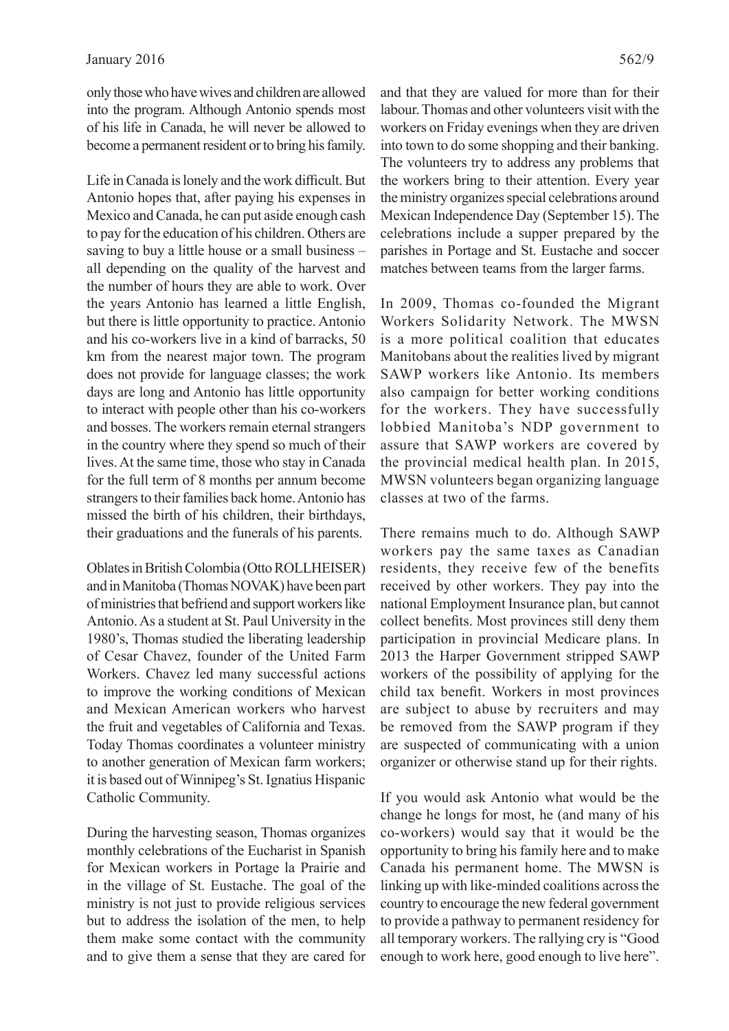only those who have wives and children are allowed into the program. Although Antonio spends most of his life in Canada, he will never be allowed to become a permanent resident or to bring his family.

Life in Canada is lonely and the work difficult. But Antonio hopes that, after paying his expenses in Mexico and Canada, he can put aside enough cash to pay for the education of his children. Others are saving to buy a little house or a small business – all depending on the quality of the harvest and the number of hours they are able to work. Over the years Antonio has learned a little English, but there is little opportunity to practice. Antonio and his co-workers live in a kind of barracks, 50 km from the nearest major town. The program does not provide for language classes; the work days are long and Antonio has little opportunity to interact with people other than his co-workers and bosses. The workers remain eternal strangers in the country where they spend so much of their lives. At the same time, those who stay in Canada for the full term of 8 months per annum become strangers to their families back home. Antonio has missed the birth of his children, their birthdays, their graduations and the funerals of his parents.

Oblates in British Colombia (Otto ROLLHEISER) and in Manitoba (Thomas NOVAK) have been part of ministries that befriend and support workers like Antonio. As a student at St. Paul University in the 1980's, Thomas studied the liberating leadership of Cesar Chavez, founder of the United Farm Workers. Chavez led many successful actions to improve the working conditions of Mexican and Mexican American workers who harvest the fruit and vegetables of California and Texas. Today Thomas coordinates a volunteer ministry to another generation of Mexican farm workers; it is based out of Winnipeg's St. Ignatius Hispanic Catholic Community.

During the harvesting season, Thomas organizes monthly celebrations of the Eucharist in Spanish for Mexican workers in Portage la Prairie and in the village of St. Eustache. The goal of the ministry is not just to provide religious services but to address the isolation of the men, to help them make some contact with the community and to give them a sense that they are cared for and that they are valued for more than for their labour. Thomas and other volunteers visit with the workers on Friday evenings when they are driven into town to do some shopping and their banking. The volunteers try to address any problems that the workers bring to their attention. Every year the ministry organizes special celebrations around Mexican Independence Day (September 15). The celebrations include a supper prepared by the parishes in Portage and St. Eustache and soccer matches between teams from the larger farms.

In 2009, Thomas co-founded the Migrant Workers Solidarity Network. The MWSN is a more political coalition that educates Manitobans about the realities lived by migrant SAWP workers like Antonio. Its members also campaign for better working conditions for the workers. They have successfully lobbied Manitoba's NDP government to assure that SAWP workers are covered by the provincial medical health plan. In 2015, MWSN volunteers began organizing language classes at two of the farms.

There remains much to do. Although SAWP workers pay the same taxes as Canadian residents, they receive few of the benefits received by other workers. They pay into the national Employment Insurance plan, but cannot collect benefits. Most provinces still deny them participation in provincial Medicare plans. In 2013 the Harper Government stripped SAWP workers of the possibility of applying for the child tax benefit. Workers in most provinces are subject to abuse by recruiters and may be removed from the SAWP program if they are suspected of communicating with a union organizer or otherwise stand up for their rights.

If you would ask Antonio what would be the change he longs for most, he (and many of his co-workers) would say that it would be the opportunity to bring his family here and to make Canada his permanent home. The MWSN is linking up with like-minded coalitions across the country to encourage the new federal government to provide a pathway to permanent residency for all temporary workers. The rallying cry is "Good enough to work here, good enough to live here".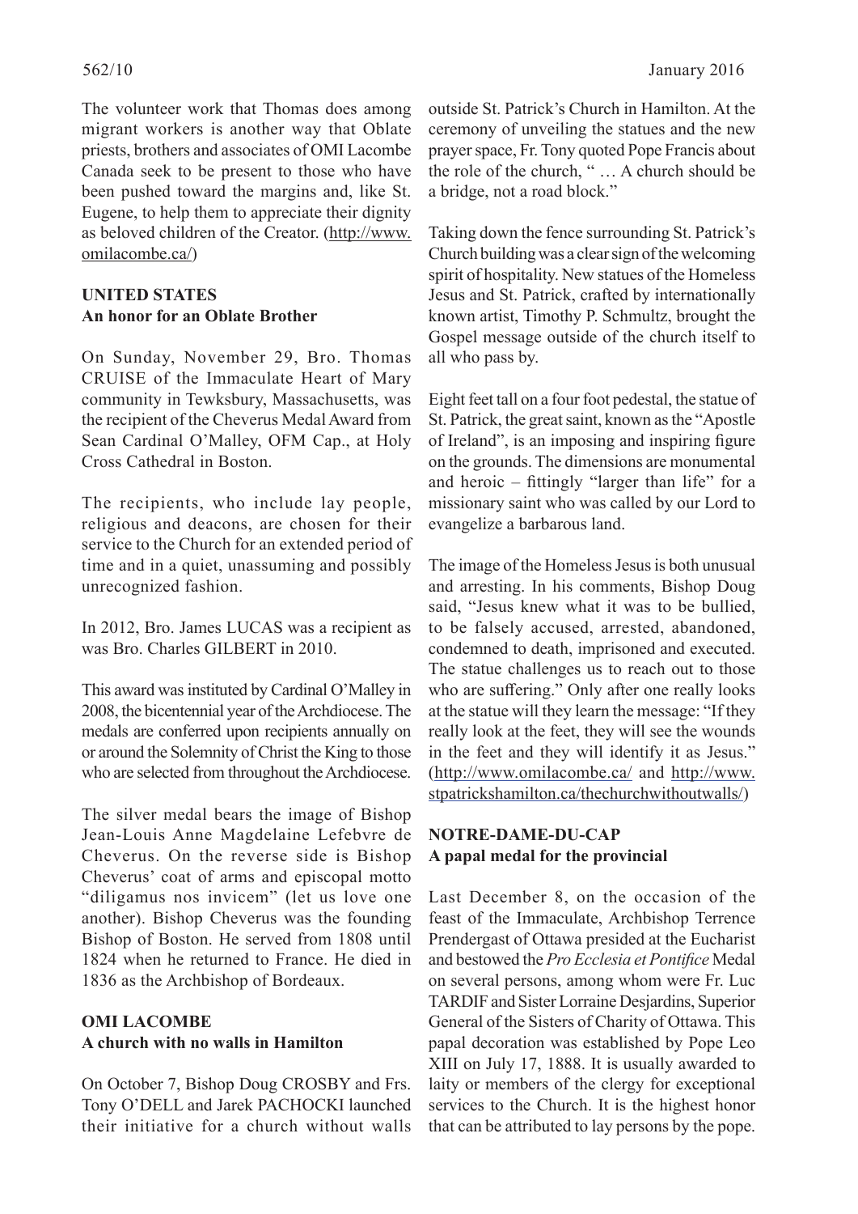The volunteer work that Thomas does among migrant workers is another way that Oblate priests, brothers and associates of OMI Lacombe Canada seek to be present to those who have been pushed toward the margins and, like St. Eugene, to help them to appreciate their dignity as beloved children of the Creator. (http://www.omilacombe.ca/)

## UNITED STATES
### An honor for an Oblate Brother

On Sunday, November 29, Bro. Thomas CRUISE of the Immaculate Heart of Mary community in Tewksbury, Massachusetts, was the recipient of the Cheverus Medal Award from Sean Cardinal O'Malley, OFM Cap., at Holy Cross Cathedral in Boston.

The recipients, who include lay people, religious and deacons, are chosen for their service to the Church for an extended period of time and in a quiet, unassuming and possibly unrecognized fashion.

In 2012, Bro. James LUCAS was a recipient as was Bro. Charles GILBERT in 2010.

This award was instituted by Cardinal O'Malley in 2008, the bicentennial year of the Archdiocese. The medals are conferred upon recipients annually on or around the Solemnity of Christ the King to those who are selected from throughout the Archdiocese.

The silver medal bears the image of Bishop Jean-Louis Anne Magdelaine Lefebvre de Cheverus. On the reverse side is Bishop Cheverus' coat of arms and episcopal motto "diligamus nos invicem" (let us love one another). Bishop Cheverus was the founding Bishop of Boston. He served from 1808 until 1824 when he returned to France. He died in 1836 as the Archbishop of Bordeaux.

## OMI LACOMBE
### A church with no walls in Hamilton

On October 7, Bishop Doug CROSBY and Frs. Tony O'DELL and Jarek PACHOCKI launched their initiative for a church without walls outside St. Patrick's Church in Hamilton. At the ceremony of unveiling the statues and the new prayer space, Fr. Tony quoted Pope Francis about the role of the church, " … A church should be a bridge, not a road block."

Taking down the fence surrounding St. Patrick's Church building was a clear sign of the welcoming spirit of hospitality. New statues of the Homeless Jesus and St. Patrick, crafted by internationally known artist, Timothy P. Schmultz, brought the Gospel message outside of the church itself to all who pass by.

Eight feet tall on a four foot pedestal, the statue of St. Patrick, the great saint, known as the "Apostle of Ireland", is an imposing and inspiring figure on the grounds. The dimensions are monumental and heroic – fittingly "larger than life" for a missionary saint who was called by our Lord to evangelize a barbarous land.

The image of the Homeless Jesus is both unusual and arresting. In his comments, Bishop Doug said, "Jesus knew what it was to be bullied, to be falsely accused, arrested, abandoned, condemned to death, imprisoned and executed. The statue challenges us to reach out to those who are suffering." Only after one really looks at the statue will they learn the message: "If they really look at the feet, they will see the wounds in the feet and they will identify it as Jesus." (http://www.omilacombe.ca/ and http://www.stpatrickshamilton.ca/thechurchwithoutwalls/)

## NOTRE-DAME-DU-CAP
### A papal medal for the provincial

Last December 8, on the occasion of the feast of the Immaculate, Archbishop Terrence Prendergast of Ottawa presided at the Eucharist and bestowed the *Pro Ecclesia et Pontifice* Medal on several persons, among whom were Fr. Luc TARDIF and Sister Lorraine Desjardins, Superior General of the Sisters of Charity of Ottawa. This papal decoration was established by Pope Leo XIII on July 17, 1888. It is usually awarded to laity or members of the clergy for exceptional services to the Church. It is the highest honor that can be attributed to lay persons by the pope.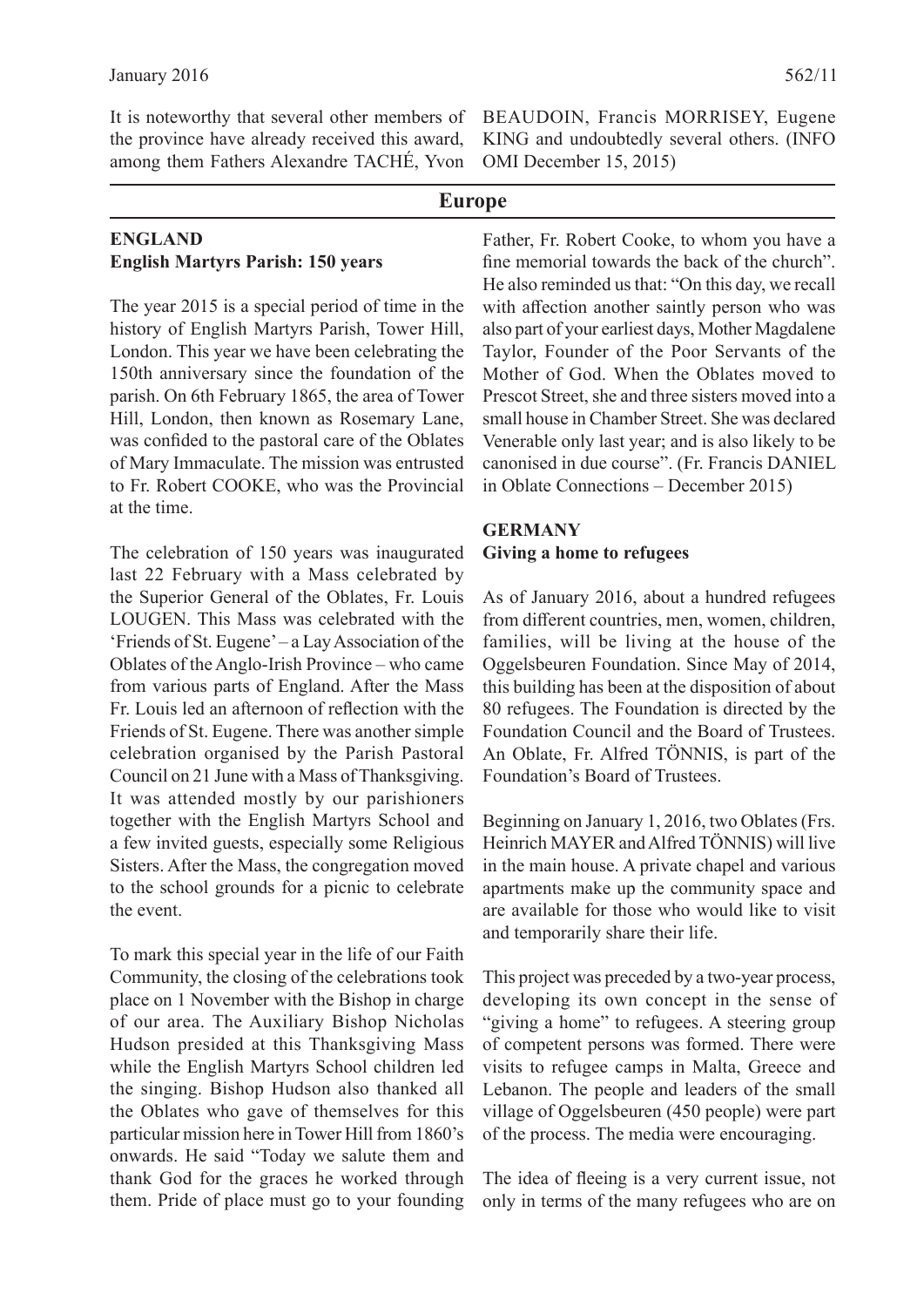It is noteworthy that several other members of the province have already received this award, among them Fathers Alexandre TACHÉ, Yvon BEAUDOIN, Francis MORRISEY, Eugene KING and undoubtedly several others. (INFO OMI December 15, 2015)

## Europe

### ENGLAND

**English Martyrs Parish: 150 years**

The year 2015 is a special period of time in the history of English Martyrs Parish, Tower Hill, London. This year we have been celebrating the 150th anniversary since the foundation of the parish. On 6th February 1865, the area of Tower Hill, London, then known as Rosemary Lane, was confided to the pastoral care of the Oblates of Mary Immaculate. The mission was entrusted to Fr. Robert COOKE, who was the Provincial at the time.

The celebration of 150 years was inaugurated last 22 February with a Mass celebrated by the Superior General of the Oblates, Fr. Louis LOUGEN. This Mass was celebrated with the 'Friends of St. Eugene' – a Lay Association of the Oblates of the Anglo-Irish Province – who came from various parts of England. After the Mass Fr. Louis led an afternoon of reflection with the Friends of St. Eugene. There was another simple celebration organised by the Parish Pastoral Council on 21 June with a Mass of Thanksgiving. It was attended mostly by our parishioners together with the English Martyrs School and a few invited guests, especially some Religious Sisters. After the Mass, the congregation moved to the school grounds for a picnic to celebrate the event.

To mark this special year in the life of our Faith Community, the closing of the celebrations took place on 1 November with the Bishop in charge of our area. The Auxiliary Bishop Nicholas Hudson presided at this Thanksgiving Mass while the English Martyrs School children led the singing. Bishop Hudson also thanked all the Oblates who gave of themselves for this particular mission here in Tower Hill from 1860's onwards. He said "Today we salute them and thank God for the graces he worked through them. Pride of place must go to your founding Father, Fr. Robert Cooke, to whom you have a fine memorial towards the back of the church". He also reminded us that: "On this day, we recall with affection another saintly person who was also part of your earliest days, Mother Magdalene Taylor, Founder of the Poor Servants of the Mother of God. When the Oblates moved to Prescot Street, she and three sisters moved into a small house in Chamber Street. She was declared Venerable only last year; and is also likely to be canonised in due course". (Fr. Francis DANIEL in Oblate Connections – December 2015)

### GERMANY

**Giving a home to refugees**

As of January 2016, about a hundred refugees from different countries, men, women, children, families, will be living at the house of the Oggelsbeuren Foundation. Since May of 2014, this building has been at the disposition of about 80 refugees. The Foundation is directed by the Foundation Council and the Board of Trustees. An Oblate, Fr. Alfred TÖNNIS, is part of the Foundation's Board of Trustees.

Beginning on January 1, 2016, two Oblates (Frs. Heinrich MAYER and Alfred TÖNNIS) will live in the main house. A private chapel and various apartments make up the community space and are available for those who would like to visit and temporarily share their life.

This project was preceded by a two-year process, developing its own concept in the sense of "giving a home" to refugees. A steering group of competent persons was formed. There were visits to refugee camps in Malta, Greece and Lebanon. The people and leaders of the small village of Oggelsbeuren (450 people) were part of the process. The media were encouraging.

The idea of fleeing is a very current issue, not only in terms of the many refugees who are on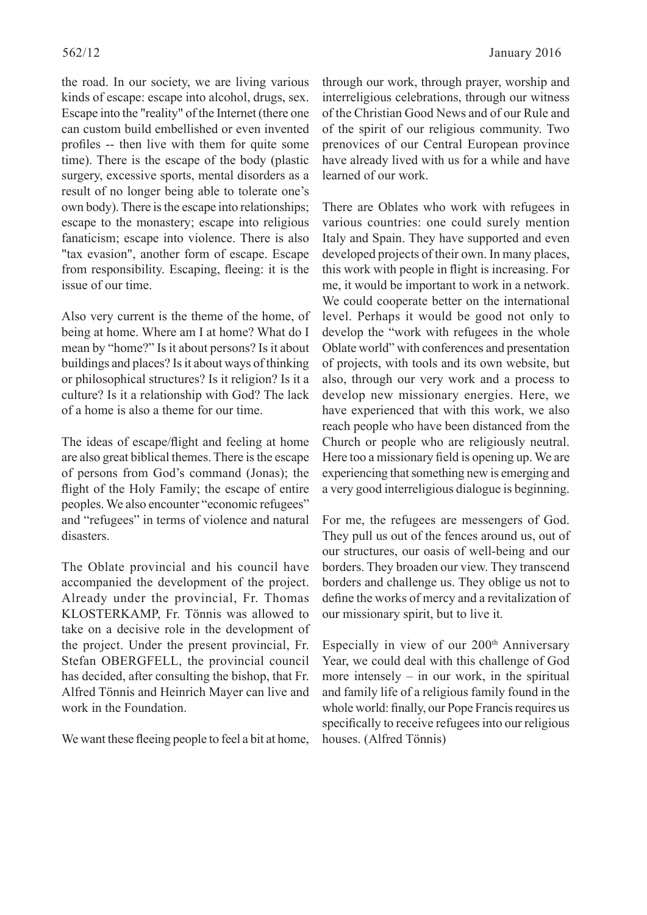the road. In our society, we are living various kinds of escape: escape into alcohol, drugs, sex. Escape into the "reality" of the Internet (there one can custom build embellished or even invented profiles -- then live with them for quite some time). There is the escape of the body (plastic surgery, excessive sports, mental disorders as a result of no longer being able to tolerate one's own body). There is the escape into relationships; escape to the monastery; escape into religious fanaticism; escape into violence. There is also "tax evasion", another form of escape. Escape from responsibility. Escaping, fleeing: it is the issue of our time.

Also very current is the theme of the home, of being at home. Where am I at home? What do I mean by "home?" Is it about persons? Is it about buildings and places? Is it about ways of thinking or philosophical structures? Is it religion? Is it a culture? Is it a relationship with God? The lack of a home is also a theme for our time.

The ideas of escape/flight and feeling at home are also great biblical themes. There is the escape of persons from God's command (Jonas); the flight of the Holy Family; the escape of entire peoples. We also encounter "economic refugees" and "refugees" in terms of violence and natural disasters.

The Oblate provincial and his council have accompanied the development of the project. Already under the provincial, Fr. Thomas KLOSTERKAMP, Fr. Tönnis was allowed to take on a decisive role in the development of the project. Under the present provincial, Fr. Stefan OBERGFELL, the provincial council has decided, after consulting the bishop, that Fr. Alfred Tönnis and Heinrich Mayer can live and work in the Foundation.

We want these fleeing people to feel a bit at home, through our work, through prayer, worship and interreligious celebrations, through our witness of the Christian Good News and of our Rule and of the spirit of our religious community. Two prenovices of our Central European province have already lived with us for a while and have learned of our work.

There are Oblates who work with refugees in various countries: one could surely mention Italy and Spain. They have supported and even developed projects of their own. In many places, this work with people in flight is increasing. For me, it would be important to work in a network. We could cooperate better on the international level. Perhaps it would be good not only to develop the "work with refugees in the whole Oblate world" with conferences and presentation of projects, with tools and its own website, but also, through our very work and a process to develop new missionary energies. Here, we have experienced that with this work, we also reach people who have been distanced from the Church or people who are religiously neutral. Here too a missionary field is opening up. We are experiencing that something new is emerging and a very good interreligious dialogue is beginning.

For me, the refugees are messengers of God. They pull us out of the fences around us, out of our structures, our oasis of well-being and our borders. They broaden our view. They transcend borders and challenge us. They oblige us not to define the works of mercy and a revitalization of our missionary spirit, but to live it.

Especially in view of our 200th Anniversary Year, we could deal with this challenge of God more intensely – in our work, in the spiritual and family life of a religious family found in the whole world: finally, our Pope Francis requires us specifically to receive refugees into our religious houses. (Alfred Tönnis)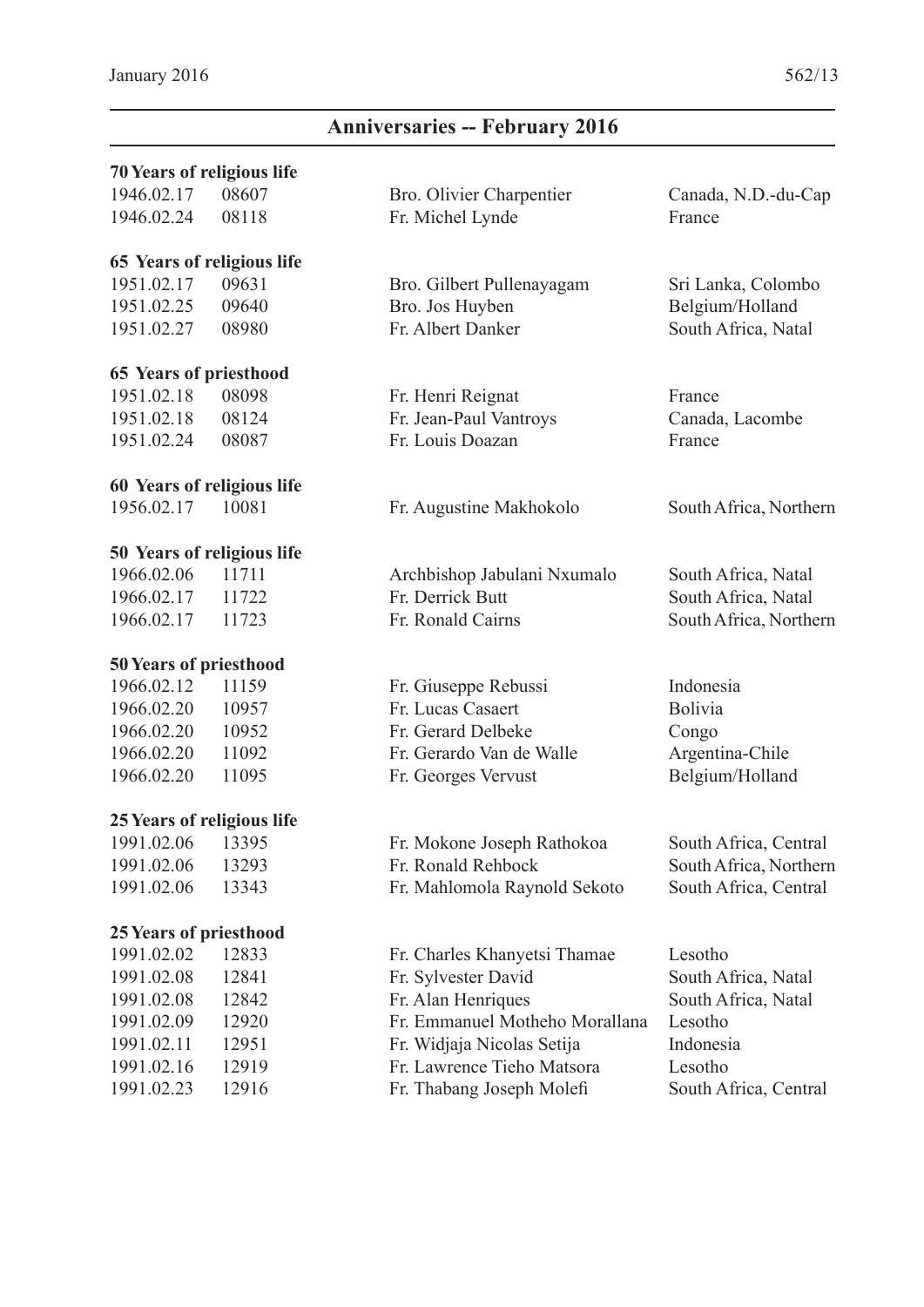## Anniversaries -- February 2016

**70 Years of religious life**

| | | | |
|---|---|---|---|
| 1946.02.17 | 08607 | Bro. Olivier Charpentier | Canada, N.D.-du-Cap |
| 1946.02.24 | 08118 | Fr. Michel Lynde | France |

**65 Years of religious life**

| | | | |
|---|---|---|---|
| 1951.02.17 | 09631 | Bro. Gilbert Pullenayagam | Sri Lanka, Colombo |
| 1951.02.25 | 09640 | Bro. Jos Huyben | Belgium/Holland |
| 1951.02.27 | 08980 | Fr. Albert Danker | South Africa, Natal |

**65 Years of priesthood**

| | | | |
|---|---|---|---|
| 1951.02.18 | 08098 | Fr. Henri Reignat | France |
| 1951.02.18 | 08124 | Fr. Jean-Paul Vantroys | Canada, Lacombe |
| 1951.02.24 | 08087 | Fr. Louis Doazan | France |

**60 Years of religious life**

| | | | |
|---|---|---|---|
| 1956.02.17 | 10081 | Fr. Augustine Makhokolo | South Africa, Northern |

**50 Years of religious life**

| | | | |
|---|---|---|---|
| 1966.02.06 | 11711 | Archbishop Jabulani Nxumalo | South Africa, Natal |
| 1966.02.17 | 11722 | Fr. Derrick Butt | South Africa, Natal |
| 1966.02.17 | 11723 | Fr. Ronald Cairns | South Africa, Northern |

**50 Years of priesthood**

| | | | |
|---|---|---|---|
| 1966.02.12 | 11159 | Fr. Giuseppe Rebussi | Indonesia |
| 1966.02.20 | 10957 | Fr. Lucas Casaert | Bolivia |
| 1966.02.20 | 10952 | Fr. Gerard Delbeke | Congo |
| 1966.02.20 | 11092 | Fr. Gerardo Van de Walle | Argentina-Chile |
| 1966.02.20 | 11095 | Fr. Georges Vervust | Belgium/Holland |

**25 Years of religious life**

| | | | |
|---|---|---|---|
| 1991.02.06 | 13395 | Fr. Mokone Joseph Rathokoa | South Africa, Central |
| 1991.02.06 | 13293 | Fr. Ronald Rehbock | South Africa, Northern |
| 1991.02.06 | 13343 | Fr. Mahlomola Raynold Sekoto | South Africa, Central |

**25 Years of priesthood**

| | | | |
|---|---|---|---|
| 1991.02.02 | 12833 | Fr. Charles Khanyetsi Thamae | Lesotho |
| 1991.02.08 | 12841 | Fr. Sylvester David | South Africa, Natal |
| 1991.02.08 | 12842 | Fr. Alan Henriques | South Africa, Natal |
| 1991.02.09 | 12920 | Fr. Emmanuel Motheho Morallana | Lesotho |
| 1991.02.11 | 12951 | Fr. Widjaja Nicolas Setija | Indonesia |
| 1991.02.16 | 12919 | Fr. Lawrence Tieho Matsora | Lesotho |
| 1991.02.23 | 12916 | Fr. Thabang Joseph Molefi | South Africa, Central |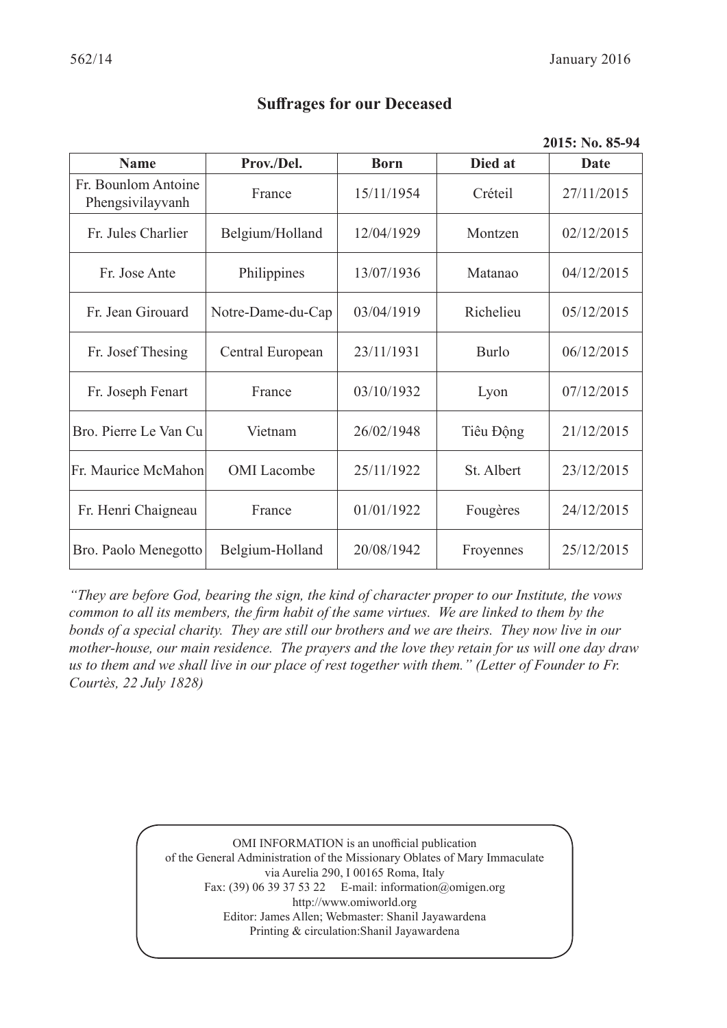## Suffrages for our Deceased

**2015: No. 85-94**

| Name | Prov./Del. | Born | Died at | Date |
|---|---|---|---|---|
| Fr. Bounlom Antoine Phengsivilayvanh | France | 15/11/1954 | Créteil | 27/11/2015 |
| Fr. Jules Charlier | Belgium/Holland | 12/04/1929 | Montzen | 02/12/2015 |
| Fr. Jose Ante | Philippines | 13/07/1936 | Matanao | 04/12/2015 |
| Fr. Jean Girouard | Notre-Dame-du-Cap | 03/04/1919 | Richelieu | 05/12/2015 |
| Fr. Josef Thesing | Central European | 23/11/1931 | Burlo | 06/12/2015 |
| Fr. Joseph Fenart | France | 03/10/1932 | Lyon | 07/12/2015 |
| Bro. Pierre Le Van Cu | Vietnam | 26/02/1948 | Tiêu Động | 21/12/2015 |
| Fr. Maurice McMahon | OMI Lacombe | 25/11/1922 | St. Albert | 23/12/2015 |
| Fr. Henri Chaigneau | France | 01/01/1922 | Fougères | 24/12/2015 |
| Bro. Paolo Menegotto | Belgium-Holland | 20/08/1942 | Froyennes | 25/12/2015 |

*"They are before God, bearing the sign, the kind of character proper to our Institute, the vows common to all its members, the firm habit of the same virtues. We are linked to them by the bonds of a special charity. They are still our brothers and we are theirs. They now live in our mother-house, our main residence. The prayers and the love they retain for us will one day draw us to them and we shall live in our place of rest together with them." (Letter of Founder to Fr. Courtès, 22 July 1828)*

OMI INFORMATION is an unofficial publication
of the General Administration of the Missionary Oblates of Mary Immaculate
via Aurelia 290, I 00165 Roma, Italy
Fax: (39) 06 39 37 53 22 E-mail: information@omigen.org
http://www.omiworld.org
Editor: James Allen; Webmaster: Shanil Jayawardena
Printing & circulation:Shanil Jayawardena